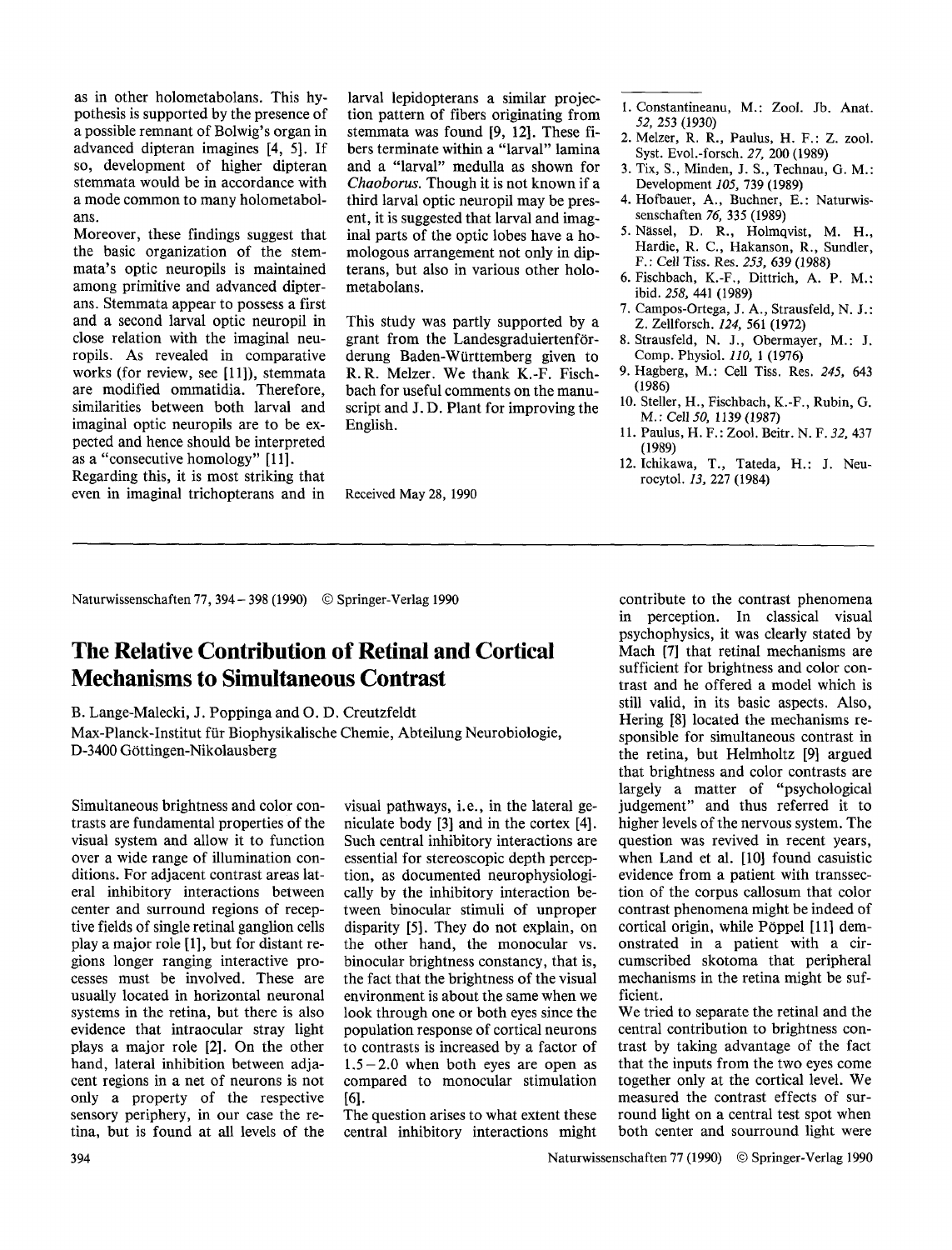as in other holometabolans. This hypothesis is supported by the presence of a possible remnant of Bolwig's organ in advanced dipteran imagines [4, 5]. If so, development of higher dipteran stemmata would be in accordance with a mode common to many holometabolans.

Moreover, these findings suggest that the basic organization of the stemmata's optic neuropils is maintained among primitive and advanced dipterans. Stemmata appear to possess a first and a second larval optic neuropil in close relation with the imaginal neuropils. As revealed in comparative works (for review, see [11]), stemmata are modified ommatidia. Therefore, similarities between both larval and imaginal optic neuropils are to be expected and hence should be interpreted as a "consecutive homology" [11].

Regarding this, it is most striking that even in imaginal trichopterans and in larval lepidopterans a similar projection pattern of fibers originating from stemmata was found [9, 12]. These fibers terminate within a "larval" lamina and a "larval" medulla as shown for *Chaoborus*. Though it is not known if a third larval optic neuropil may be present, it is suggested that larval and imaginal parts of the optic lobes have a homologous arrangement not only in dipterans, but also in various other holometabolans.

This study was partly supported by a grant from the Landesgraduiertenförderung Baden-Württemberg given to R. R. Melzer. We thank K.-F. Fischbach for useful comments on the manuscript and J. D. Plant for improving the English.

Received May 28, 1990

1. Constantineanu, M.: Zool. Jb. Anat. *52*, 253 (1930)
2. Melzer, R. R., Paulus, H. F.: Z. zool. Syst. Evol.-forsch. *27*, 200 (1989)
3. Tix, S., Minden, J. S., Technau, G. M.: Development *105*, 739 (1989)
4. Hofbauer, A., Buchner, E.: Naturwissenschaften *76*, 335 (1989)
5. Nässel, D. R., Holmqvist, M. H., Hardie, R. C., Hakanson, R., Sundler, F.: Cell Tiss. Res. *253*, 639 (1988)
6. Fischbach, K.-F., Dittrich, A. P. M.: ibid. *258*, 441 (1989)
7. Campos-Ortega, J. A., Strausfeld, N. J.: Z. Zellforsch. *124*, 561 (1972)
8. Strausfeld, N. J., Obermayer, M.: J. Comp. Physiol. *110*, 1 (1976)
9. Hagberg, M.: Cell Tiss. Res. *245*, 643 (1986)
10. Steller, H., Fischbach, K.-F., Rubin, G. M.: Cell *50*, 1139 (1987)
11. Paulus, H. F.: Zool. Beitr. N. F. *32*, 437 (1989)
12. Ichikawa, T., Tateda, H.: J. Neurocytol. *13*, 227 (1984)

---

Naturwissenschaften 77, 394 – 398 (1990) © Springer-Verlag 1990

# The Relative Contribution of Retinal and Cortical Mechanisms to Simultaneous Contrast

B. Lange-Malecki, J. Poppinga and O. D. Creutzfeldt

Max-Planck-Institut für Biophysikalische Chemie, Abteilung Neurobiologie, D-3400 Göttingen-Nikolausberg

Simultaneous brightness and color contrasts are fundamental properties of the visual system and allow it to function over a wide range of illumination conditions. For adjacent contrast areas lateral inhibitory interactions between center and surround regions of receptive fields of single retinal ganglion cells play a major role [1], but for distant regions longer ranging interactive processes must be involved. These are usually located in horizontal neuronal systems in the retina, but there is also evidence that intraocular stray light plays a major role [2]. On the other hand, lateral inhibition between adjacent regions in a net of neurons is not only a property of the respective sensory periphery, in our case the retina, but is found at all levels of the visual pathways, i.e., in the lateral geniculate body [3] and in the cortex [4]. Such central inhibitory interactions are essential for stereoscopic depth perception, as documented neurophysiologically by the inhibitory interaction between binocular stimuli of unproper disparity [5]. They do not explain, on the other hand, the monocular vs. binocular brightness constancy, that is, the fact that the brightness of the visual environment is about the same when we look through one or both eyes since the population response of cortical neurons to contrasts is increased by a factor of 1.5 – 2.0 when both eyes are open as compared to monocular stimulation [6].

The question arises to what extent these central inhibitory interactions might contribute to the contrast phenomena in perception. In classical visual psychophysics, it was clearly stated by Mach [7] that retinal mechanisms are sufficient for brightness and color contrast and he offered a model which is still valid, in its basic aspects. Also, Hering [8] located the mechanisms responsible for simultaneous contrast in the retina, but Helmholtz [9] argued that brightness and color contrasts are largely a matter of "psychological judgement" and thus referred it to higher levels of the nervous system. The question was revived in recent years, when Land et al. [10] found casuistic evidence from a patient with transsection of the corpus callosum that color contrast phenomena might be indeed of cortical origin, while Pöppel [11] demonstrated in a patient with a circumscribed skotoma that peripheral mechanisms in the retina might be sufficient.

We tried to separate the retinal and the central contribution to brightness contrast by taking advantage of the fact that the inputs from the two eyes come together only at the cortical level. We measured the contrast effects of surround light on a central test spot when both center and sourround light were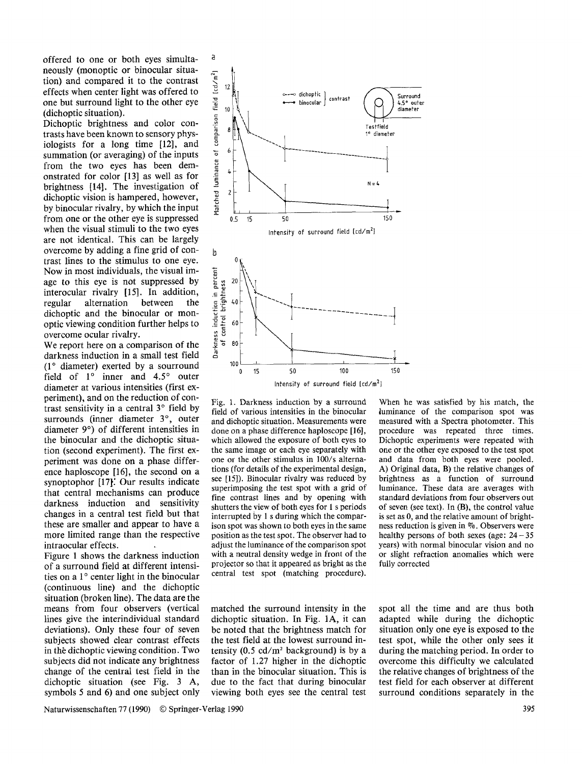offered to one or both eyes simultaneously (monoptic or binocular situation) and compared it to the contrast effects when center light was offered to one but surround light to the other eye (dichoptic situation).

Dichoptic brightness and color contrasts have been known to sensory physiologists for a long time [12], and summation (or averaging) of the inputs from the two eyes has been demonstrated for color [13] as well as for brightness [14]. The investigation of dichoptic vision is hampered, however, by binocular rivalry, by which the input from one or the other eye is suppressed when the visual stimuli to the two eyes are not identical. This can be largely overcome by adding a fine grid of contrast lines to the stimulus to one eye. Now in most individuals, the visual image to this eye is not suppressed by interocular rivalry [15]. In addition, regular alternation between the dichoptic and the binocular or monoptic viewing condition further helps to overcome ocular rivalry.

We report here on a comparison of the darkness induction in a small test field (1° diameter) exerted by a sourround field of 1° inner and 4.5° outer diameter at various intensities (first experiment), and on the reduction of contrast sensitivity in a central 3° field by surrounds (inner diameter 3°, outer diameter 9°) of different intensities in the binocular and the dichoptic situation (second experiment). The first experiment was done on a phase difference haploscope [16], the second on a synoptophor [17]. Our results indicate that central mechanisms can produce darkness induction and sensitivity changes in a central test field but that these are smaller and appear to have a more limited range than the respective intraocular effects.

Figure 1 shows the darkness induction of a surround field at different intensities on a 1° center light in the binocular (continuous line) and the dichoptic situation (broken line). The data are the means from four observers (vertical lines give the interindividual standard deviations). Only these four of seven subjects showed clear contrast effects in the dichoptic viewing condition. Two subjects did not indicate any brightness change of the central test field in the dichoptic situation (see Fig. 3 A, symbols 5 and 6) and one subject only matched the surround intensity in the dichoptic situation. In Fig. 1A, it can be noted that the brightness match for the test field at the lowest surround intensity (0.5 cd/m² background) is by a factor of 1.27 higher in the dichoptic than in the binocular situation. This is due to the fact that during binocular viewing both eyes see the central test spot all the time and are thus both adapted while during the dichoptic situation only one eye is exposed to the test spot, while the other only sees it during the matching period. In order to overcome this difficulty we calculated the relative changes of brightness of the test field for each observer at different surround conditions separately in the

Fig. 1. Darkness induction by a surround field of various intensities in the binocular and dichoptic situation. Measurements were done on a phase difference haploscope [16], which allowed the exposure of both eyes to the same image or each eye separately with one or the other stimulus in 100/s alternations (for details of the experimental design, see [15]). Binocular rivalry was reduced by superimposing the test spot with a grid of fine contrast lines and by opening with shutters the view of both eyes for 1 s periods interrupted by 1 s during which the comparison spot was shown to both eyes in the same position as the test spot. The observer had to adjust the luminance of the comparison spot with a neutral density wedge in front of the projector so that it appeared as bright as the central test spot (matching procedure). When he was satisfied by his match, the luminance of the comparison spot was measured with a Spectra photometer. This procedure was repeated three times. Dichoptic experiments were repeated with one or the other eye exposed to the test spot and data from both eyes were pooled. A) Original data, B) the relative changes of brightness as a function of surround luminance. These data are averages with standard deviations from four observers out of seven (see text). In (B), the control value is set as 0, and the relative amount of brightness reduction is given in %. Observers were healthy persons of both sexes (age: 24–35 years) with normal binocular vision and no or slight refraction anomalies which were fully corrected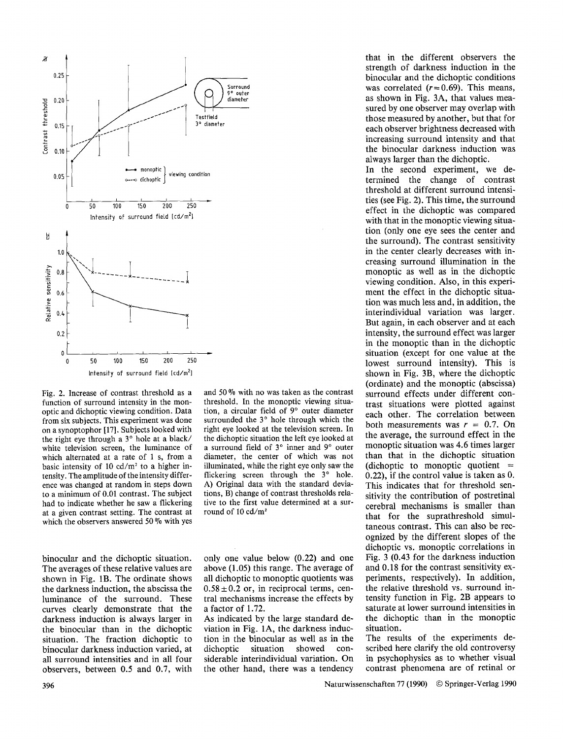Fig. 2. Increase of contrast threshold as a function of surround intensity in the monoptic and dichoptic viewing condition. Data from six subjects. This experiment was done on a synoptophor [17]. Subjects looked with the right eye through a 3° hole at a black/white television screen, the luminance of which alternated at a rate of 1 s, from a basic intensity of 10 cd/m² to a higher intensity. The amplitude of the intensity difference was changed at random in steps down to a minimum of 0.01 contrast. The subject had to indicate whether he saw a flickering at a given contrast setting. The contrast at which the observers answered 50% with yes and 50% with no was taken as the contrast threshold. In the monoptic viewing situation, a circular field of 9° outer diameter surrounded the 3° hole through which the right eye looked at the television screen. In the dichoptic situation the left eye looked at a surround field of 3° inner and 9° outer diameter, the center of which was not illuminated, while the right eye only saw the flickering screen through the 3° hole. A) Original data with the standard deviations, B) change of contrast thresholds relative to the first value determined at a surround of 10 cd/m²

binocular and the dichoptic situation. The averages of these relative values are shown in Fig. 1B. The ordinate shows the darkness induction, the abscissa the luminance of the surround. These curves clearly demonstrate that the darkness induction is always larger in the binocular than in the dichoptic situation. The fraction dichoptic to binocular darkness induction varied, at all surround intensities and in all four observers, between 0.5 and 0.7, with only one value below (0.22) and one above (1.05) this range. The average of all dichoptic to monoptic quotients was $0.58 \pm 0.2$ or, in reciprocal terms, central mechanisms increase the effects by a factor of 1.72.

As indicated by the large standard deviation in Fig. 1A, the darkness induction in the binocular as well as in the dichoptic situation showed considerable interindividual variation. On the other hand, there was a tendency that in the different observers the strength of darkness induction in the binocular and the dichoptic conditions was correlated ($r = 0.69$). This means, as shown in Fig. 3A, that values measured by one observer may overlap with those measured by another, but that for each observer brightness decreased with increasing surround intensity and that the binocular darkness induction was always larger than the dichoptic.

In the second experiment, we determined the change of contrast threshold at different surround intensities (see Fig. 2). This time, the surround effect in the dichoptic situation was compared with that in the monoptic viewing situation (only one eye sees the center and the surround). The contrast sensitivity in the center clearly decreases with increasing surround illumination in the monoptic as well as in the dichoptic viewing condition. Also, in this experiment the effect in the dichoptic situation was much less and, in addition, the interindividual variation was larger. But again, in each observer and at each intensity, the surround effect was larger in the monoptic than in the dichoptic situation (except for one value at the lowest surround intensity). This is shown in Fig. 3B, where the dichoptic (ordinate) and the monoptic (abscissa) surround effects under different contrast situations were plotted against each other. The correlation between both measurements was $r = 0.7$. On the average, the surround effect in the monoptic situation was 4.6 times larger than that in the dichoptic situation (dichoptic to monoptic quotient = 0.22), if the control value is taken as 0. This indicates that for threshold sensitivity the contribution of postretinal cerebral mechanisms is smaller than that for the suprathreshold simultaneous contrast. This can also be recognized by the different slopes of the dichoptic vs. monoptic correlations in Fig. 3 (0.43 for the darkness induction and 0.18 for the contrast sensitivity experiments, respectively). In addition, the relative threshold vs. surround intensity function in Fig. 2B appears to saturate at lower surround intensities in the dichoptic than in the monoptic situation.

The results of the experiments described here clarify the old controversy in psychophysics as to whether visual contrast phenomena are of retinal or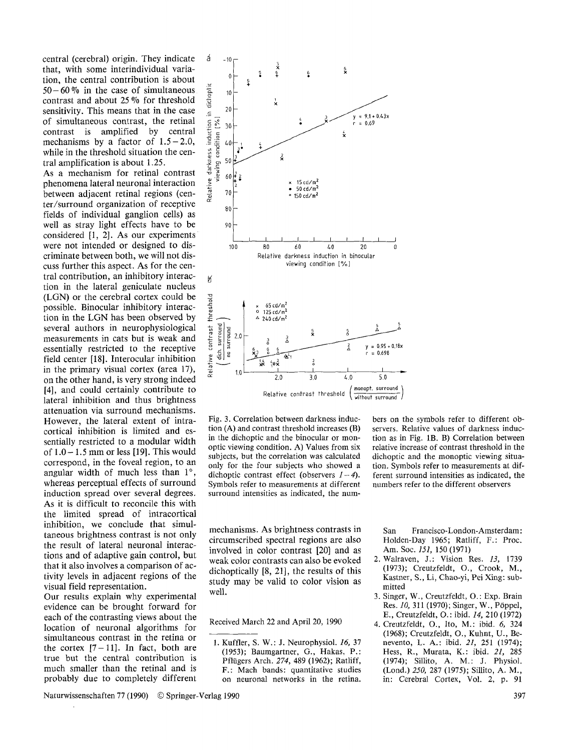central (cerebral) origin. They indicate that, with some interindividual variation, the central contribution is about 50–60% in the case of simultaneous contrast and about 25% for threshold sensitivity. This means that in the case of simultaneous contrast, the retinal contrast is amplified by central mechanisms by a factor of 1.5–2.0, while in the threshold situation the central amplification is about 1.25.

As a mechanism for retinal contrast phenomena lateral neuronal interaction between adjacent retinal regions (center/surround organization of receptive fields of individual ganglion cells) as well as stray light effects have to be considered [1, 2]. As our experiments were not intended or designed to discriminate between both, we will not discuss further this aspect. As for the central contribution, an inhibitory interaction in the lateral geniculate nucleus (LGN) or the cerebral cortex could be possible. Binocular inhibitory interaction in the LGN has been observed by several authors in neurophysiological measurements in cats but is weak and essentially restricted to the receptive field center [18]. Interocular inhibition in the primary visual cortex (area 17), on the other hand, is very strong indeed [4], and could certainly contribute to lateral inhibition and thus brightness attenuation via surround mechanisms. However, the lateral extent of intracortical inhibition is limited and essentially restricted to a modular width of 1.0–1.5 mm or less [19]. This would correspond, in the foveal region, to an angular width of much less than 1°, whereas perceptual effects of surround induction spread over several degrees. As it is difficult to reconcile this with the limited spread of intracortical inhibition, we conclude that simultaneous brightness contrast is not only the result of lateral neuronal interactions and of adaptive gain control, but that it also involves a comparison of activity levels in adjacent regions of the visual field representation.

Our results explain why experimental evidence can be brought forward for each of the contrasting views about the location of neuronal algorithms for simultaneous contrast in the retina or the cortex [7–11]. In fact, both are true but the central contribution is much smaller than the retinal and is probably due to completely different mechanisms. As brightness contrasts in circumscribed spectral regions are also involved in color contrast [20] and as weak color contrasts can also be evoked dichoptically [8, 21], the results of this study may be valid to color vision as well.

Fig. 3. Correlation between darkness induction (A) and contrast threshold increases (B) in the dichoptic and the binocular or monoptic viewing condition. A) Values from six subjects, but the correlation was calculated only for the four subjects who showed a dichoptic contrast effect (observers *1–4*). Symbols refer to measurements at different surround intensities as indicated, the numbers on the symbols refer to different observers. Relative values of darkness induction as in Fig. 1B. B) Correlation between relative increase of contrast threshold in the dichoptic and the monoptic viewing situation. Symbols refer to measurements at different surround intensities as indicated, the numbers refer to the different observers

Received March 22 and April 20, 1990

1. Kuffler, S. W.: J. Neurophysiol. *16*, 37 (1953); Baumgartner, G., Hakas, P.: Pflügers Arch. *274*, 489 (1962); Ratliff, F.: Mach bands: quantitative studies on neuronal networks in the retina. San Francisco-London-Amsterdam: Holden-Day 1965; Ratliff, F.: Proc. Am. Soc. *151*, 150 (1971)
2. Walraven, J.: Vision Res. *13*, 1739 (1973); Creutzfeldt, O., Crook, M., Kastner, S., Li, Chao-yi, Pei Xing: submitted
3. Singer, W., Creutzfeldt, O.: Exp. Brain Res. *10*, 311 (1970); Singer, W., Pöppel, E., Creutzfeldt, O.: ibid. *14*, 210 (1972)
4. Creutzfeldt, O., Ito, M.: ibid. *6*, 324 (1968); Creutzfeldt, O., Kuhnt, U., Benevento, L. A.: ibid. *21*, 251 (1974); Hess, R., Murata, K.: ibid. *21*, 285 (1974); Sillito, A. M.: J. Physiol. (Lond.) *250*, 287 (1975); Sillito, A. M., in: Cerebral Cortex, Vol. 2, p. 91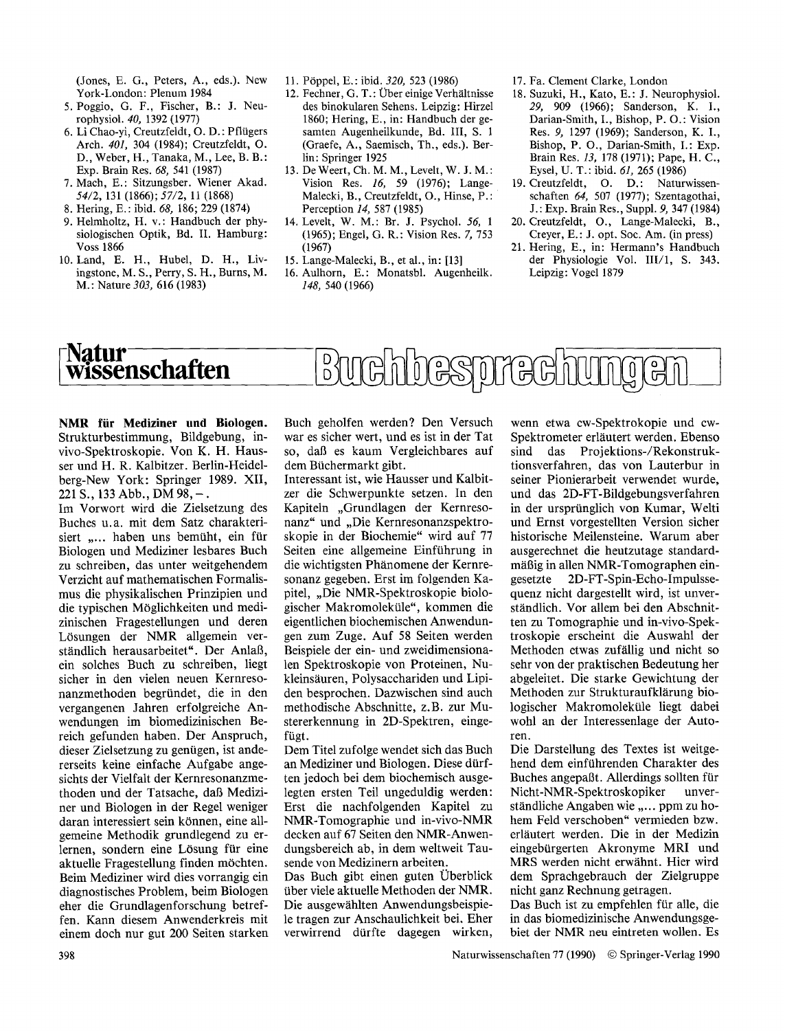(Jones, E. G., Peters, A., eds.). New York-London: Plenum 1984
5. Poggio, G. F., Fischer, B.: J. Neurophysiol. *40*, 1392 (1977)
6. Li Chao-yi, Creutzfeldt, O. D.: Pflügers Arch. *401*, 304 (1984); Creutzfeldt, O. D., Weber, H., Tanaka, M., Lee, B. B.: Exp. Brain Res. *68*, 541 (1987)
7. Mach, E.: Sitzungsber. Wiener Akad. *54/2*, 131 (1866); *57/2*, 11 (1868)
8. Hering, E.: ibid. *68*, 186; 229 (1874)
9. Helmholtz, H. v.: Handbuch der physiologischen Optik, Bd. II. Hamburg: Voss 1866
10. Land, E. H., Hubel, D. H., Livingstone, M. S., Perry, S. H., Burns, M. M.: Nature *303*, 616 (1983)
11. Pöppel, E.: ibid. *320*, 523 (1986)
12. Fechner, G. T.: Über einige Verhältnisse des binokularen Sehens. Leipzig: Hirzel 1860; Hering, E., in: Handbuch der gesamten Augenheilkunde, Bd. III, S. 1 (Graefe, A., Saemisch, Th., eds.). Berlin: Springer 1925
13. De Weert, Ch. M. M., Levelt, W. J. M.: Vision Res. *16*, 59 (1976); Lange-Malecki, B., Creutzfeldt, O., Hinse, P.: Perception *14*, 587 (1985)
14. Levelt, W. M.: Br. J. Psychol. *56*, 1 (1965); Engel, G. R.: Vision Res. *7*, 753 (1967)
15. Lange-Malecki, B., et al., in: [13]
16. Aulhorn, E.: Monatsbl. Augenheilk. *148*, 540 (1966)
17. Fa. Clement Clarke, London
18. Suzuki, H., Kato, E.: J. Neurophysiol. *29*, 909 (1966); Sanderson, K. I., Darian-Smith, I., Bishop, P. O.: Vision Res. *9*, 1297 (1969); Sanderson, K. I., Bishop, P. O., Darian-Smith, I.: Exp. Brain Res. *13*, 178 (1971); Pape, H. C., Eysel, U. T.: ibid. *61*, 265 (1986)
19. Creutzfeldt, O. D.: Naturwissenschaften *64*, 507 (1977); Szentagothai, J.: Exp. Brain Res., Suppl. *9*, 347 (1984)
20. Creutzfeldt, O., Lange-Malecki, B., Creyer, E.: J. opt. Soc. Am. (in press)
21. Hering, E., in: Hermann's Handbuch der Physiologie Vol. III/1, S. 343. Leipzig: Vogel 1879

# Naturwissenschaften Buchbesprechungen

**NMR für Mediziner und Biologen.** Strukturbestimmung, Bildgebung, in-vivo-Spektroskopie. Von K. H. Hausser und H. R. Kalbitzer. Berlin-Heidelberg-New York: Springer 1989. XII, 221 S., 133 Abb., DM 98,–.

Im Vorwort wird die Zielsetzung des Buches u.a. mit dem Satz charakterisiert „... haben uns bemüht, ein für Biologen und Mediziner lesbares Buch zu schreiben, das unter weitgehendem Verzicht auf mathematischen Formalismus die physikalischen Prinzipien und die typischen Möglichkeiten und medizinischen Fragestellungen und deren Lösungen der NMR allgemein verständlich herausarbeitet". Der Anlaß, ein solches Buch zu schreiben, liegt sicher in den vielen neuen Kernresonanzmethoden begründet, die in den vergangenen Jahren erfolgreiche Anwendungen im biomedizinischen Bereich gefunden haben. Der Anspruch, dieser Zielsetzung zu genügen, ist andererseits keine einfache Aufgabe angesichts der Vielfalt der Kernresonanzmethoden und der Tatsache, daß Mediziner und Biologen in der Regel weniger daran interessiert sein können, eine allgemeine Methodik grundlegend zu erlernen, sondern eine Lösung für eine aktuelle Fragestellung finden möchten. Beim Mediziner wird dies vorrangig ein diagnostisches Problem, beim Biologen eher die Grundlagenforschung betreffen. Kann diesem Anwenderkreis mit einem doch nur gut 200 Seiten starken Buch geholfen werden? Den Versuch war es sicher wert, und es ist in der Tat so, daß es kaum Vergleichbares auf dem Büchermarkt gibt.

Interessant ist, wie Hausser und Kalbitzer die Schwerpunkte setzen. In den Kapiteln „Grundlagen der Kernresonanz" und „Die Kernresonanzspektroskopie in der Biochemie" wird auf 77 Seiten eine allgemeine Einführung in die wichtigsten Phänomene der Kernresonanz gegeben. Erst im folgenden Kapitel, „Die NMR-Spektroskopie biologischer Makromoleküle", kommen die eigentlichen biochemischen Anwendungen zum Zuge. Auf 58 Seiten werden Beispiele der ein- und zweidimensionalen Spektroskopie von Proteinen, Nukleinsäuren, Polysacchariden und Lipiden besprochen. Dazwischen sind auch methodische Abschnitte, z.B. zur Mustererkennung in 2D-Spektren, eingefügt.

Dem Titel zufolge wendet sich das Buch an Mediziner und Biologen. Diese dürften jedoch bei dem biochemisch ausgelegten ersten Teil ungeduldig werden: Erst die nachfolgenden Kapitel zu NMR-Tomographie und in-vivo-NMR decken auf 67 Seiten den NMR-Anwendungsbereich ab, in dem weltweit Tausende von Medizinern arbeiten.

Das Buch gibt einen guten Überblick über viele aktuelle Methoden der NMR. Die ausgewählten Anwendungsbeispiele tragen zur Anschaulichkeit bei. Eher verwirrend dürfte dagegen wirken, wenn etwa cw-Spektrokopie und cw-Spektrometer erläutert werden. Ebenso sind das Projektions-/Rekonstruktionsverfahren, das von Lauterbur in seiner Pionierarbeit verwendet wurde, und das 2D-FT-Bildgebungsverfahren in der ursprünglich von Kumar, Welti und Ernst vorgestellten Version sicher historische Meilensteine. Warum aber ausgerechnet die heutzutage standardmäßig in allen NMR-Tomographen eingesetzte 2D-FT-Spin-Echo-Impulssequenz nicht dargestellt wird, ist unverständlich. Vor allem bei den Abschnitten zu Tomographie und in-vivo-Spektroskopie erscheint die Auswahl der Methoden etwas zufällig und nicht so sehr von der praktischen Bedeutung her abgeleitet. Die starke Gewichtung der Methoden zur Strukturaufklärung biologischer Makromoleküle liegt dabei wohl an der Interessenlage der Autoren.

Die Darstellung des Textes ist weitgehend dem einführenden Charakter des Buches angepaßt. Allerdings sollten für Nicht-NMR-Spektroskopiker unverständliche Angaben wie „... ppm zu hohem Feld verschoben" vermieden bzw. erläutert werden. Die in der Medizin eingebürgerten Akronyme MRI und MRS werden nicht erwähnt. Hier wird dem Sprachgebrauch der Zielgruppe nicht ganz Rechnung getragen.

Das Buch ist zu empfehlen für alle, die in das biomedizinische Anwendungsgebiet der NMR neu eintreten wollen. Es